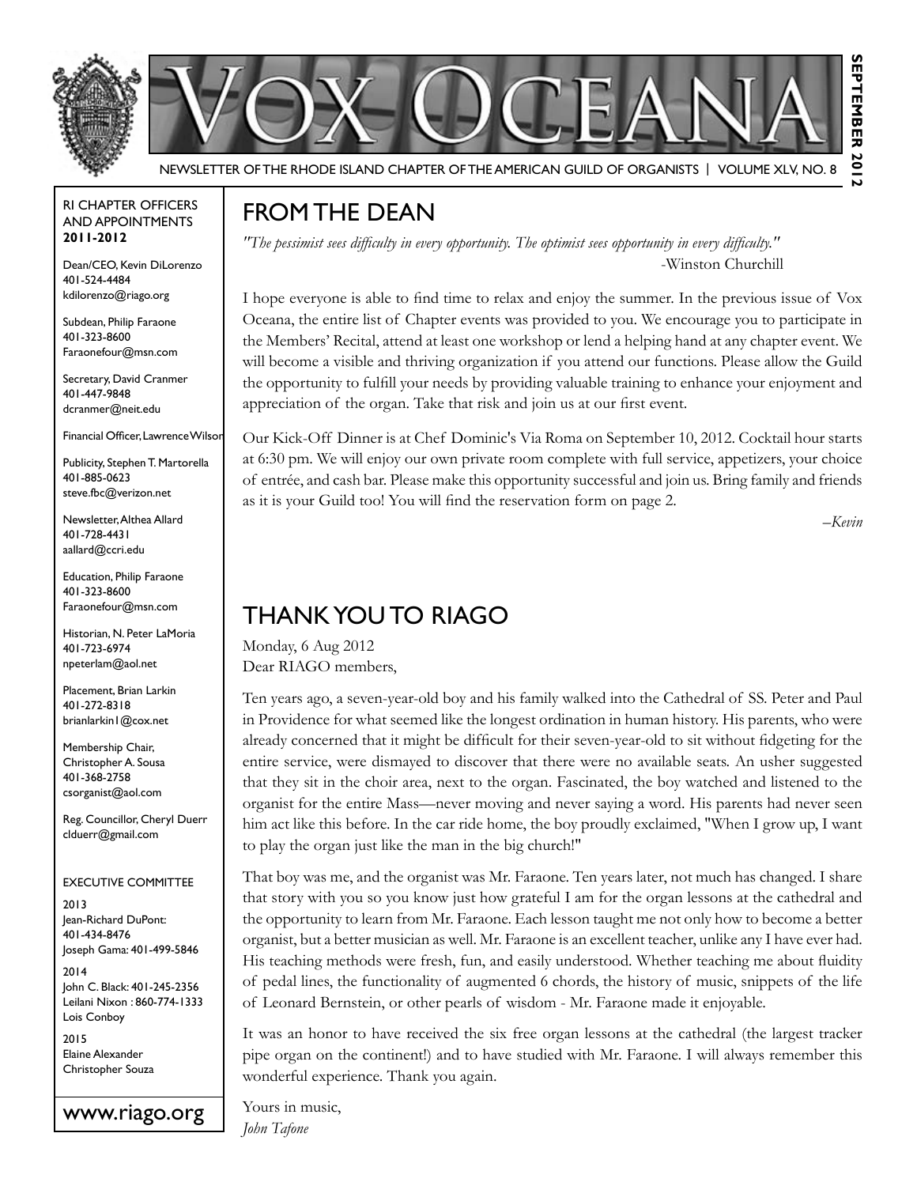# VOX OCEANA

NEWSLETTER OF THE RHODE ISLAND CHAPTER OF THE AMERICAN GUILD OF ORGANISTS | VOLUME XLV, NO. 8

SEPTEMBER 2012

RI CHAPTER OFFICERS AND APPOINTMENTS **2011-2012**

Dean/CEO, Kevin DiLorenzo
401-524-4484
kdilorenzo@riago.org

Subdean, Philip Faraone
401-323-8600
Faraonefour@msn.com

Secretary, David Cranmer
401-447-9848
dcranmer@neit.edu

Financial Officer, Lawrence Wilson

Publicity, Stephen T. Martorella
401-885-0623
steve.fbc@verizon.net

Newsletter, Althea Allard
401-728-4431
aallard@ccri.edu

Education, Philip Faraone
401-323-8600
Faraonefour@msn.com

Historian, N. Peter LaMoria
401-723-6974
npeterlam@aol.net

Placement, Brian Larkin
401-272-8318
brianlarkin1@cox.net

Membership Chair, Christopher A. Sousa
401-368-2758
csorganist@aol.com

Reg. Councillor, Cheryl Duerr
clduerr@gmail.com

EXECUTIVE COMMITTEE

2013
Jean-Richard DuPont: 401-434-8476
Joseph Gama: 401-499-5846

2014
John C. Black: 401-245-2356
Leilani Nixon : 860-774-1333
Lois Conboy

2015
Elaine Alexander
Christopher Souza

www.riago.org

## FROM THE DEAN

*"The pessimist sees difficulty in every opportunity. The optimist sees opportunity in every difficulty."*
-Winston Churchill

I hope everyone is able to find time to relax and enjoy the summer. In the previous issue of Vox Oceana, the entire list of Chapter events was provided to you. We encourage you to participate in the Members' Recital, attend at least one workshop or lend a helping hand at any chapter event. We will become a visible and thriving organization if you attend our functions. Please allow the Guild the opportunity to fulfill your needs by providing valuable training to enhance your enjoyment and appreciation of the organ. Take that risk and join us at our first event.

Our Kick-Off Dinner is at Chef Dominic's Via Roma on September 10, 2012. Cocktail hour starts at 6:30 pm. We will enjoy our own private room complete with full service, appetizers, your choice of entrée, and cash bar. Please make this opportunity successful and join us. Bring family and friends as it is your Guild too! You will find the reservation form on page 2.

*–Kevin*

## THANK YOU TO RIAGO

Monday, 6 Aug 2012
Dear RIAGO members,

Ten years ago, a seven-year-old boy and his family walked into the Cathedral of SS. Peter and Paul in Providence for what seemed like the longest ordination in human history. His parents, who were already concerned that it might be difficult for their seven-year-old to sit without fidgeting for the entire service, were dismayed to discover that there were no available seats. An usher suggested that they sit in the choir area, next to the organ. Fascinated, the boy watched and listened to the organist for the entire Mass—never moving and never saying a word. His parents had never seen him act like this before. In the car ride home, the boy proudly exclaimed, "When I grow up, I want to play the organ just like the man in the big church!"

That boy was me, and the organist was Mr. Faraone. Ten years later, not much has changed. I share that story with you so you know just how grateful I am for the organ lessons at the cathedral and the opportunity to learn from Mr. Faraone. Each lesson taught me not only how to become a better organist, but a better musician as well. Mr. Faraone is an excellent teacher, unlike any I have ever had. His teaching methods were fresh, fun, and easily understood. Whether teaching me about fluidity of pedal lines, the functionality of augmented 6 chords, the history of music, snippets of the life of Leonard Bernstein, or other pearls of wisdom - Mr. Faraone made it enjoyable.

It was an honor to have received the six free organ lessons at the cathedral (the largest tracker pipe organ on the continent!) and to have studied with Mr. Faraone. I will always remember this wonderful experience. Thank you again.

Yours in music,
*John Tafone*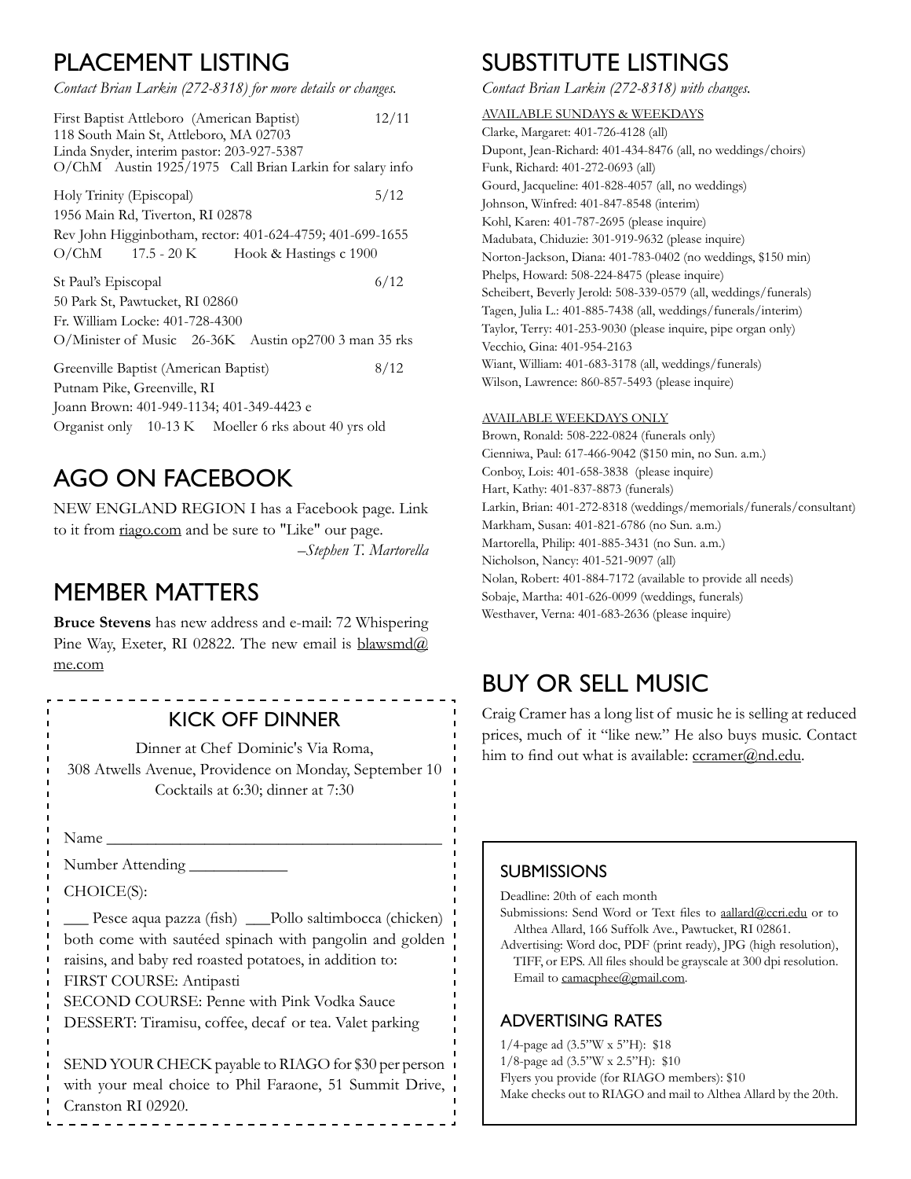## PLACEMENT LISTING

*Contact Brian Larkin (272-8318) for more details or changes.*

First Baptist Attleboro (American Baptist) 12/11
118 South Main St, Attleboro, MA 02703
Linda Snyder, interim pastor: 203-927-5387
O/ChM Austin 1925/1975 Call Brian Larkin for salary info

Holy Trinity (Episcopal) 5/12
1956 Main Rd, Tiverton, RI 02878
Rev John Higginbotham, rector: 401-624-4759; 401-699-1655
O/ChM 17.5 - 20 K Hook & Hastings c 1900

St Paul's Episcopal 6/12
50 Park St, Pawtucket, RI 02860
Fr. William Locke: 401-728-4300
O/Minister of Music 26-36K Austin op2700 3 man 35 rks

Greenville Baptist (American Baptist) 8/12
Putnam Pike, Greenville, RI
Joann Brown: 401-949-1134; 401-349-4423 e
Organist only 10-13 K Moeller 6 rks about 40 yrs old

## AGO ON FACEBOOK

NEW ENGLAND REGION I has a Facebook page. Link to it from riago.com and be sure to "Like" our page.

*–Stephen T. Martorella*

## MEMBER MATTERS

**Bruce Stevens** has new address and e-mail: 72 Whispering Pine Way, Exeter, RI 02822. The new email is blawsmd@me.com

## KICK OFF DINNER

Dinner at Chef Dominic's Via Roma,
308 Atwells Avenue, Providence on Monday, September 10
Cocktails at 6:30; dinner at 7:30

Name ________________________________________

Number Attending ___________

CHOICE(S):

___ Pesce aqua pazza (fish) ___Pollo saltimbocca (chicken) both come with sautéed spinach with pangolin and golden raisins, and baby red roasted potatoes, in addition to:
FIRST COURSE: Antipasti
SECOND COURSE: Penne with Pink Vodka Sauce
DESSERT: Tiramisu, coffee, decaf or tea. Valet parking

SEND YOUR CHECK payable to RIAGO for $30 per person with your meal choice to Phil Faraone, 51 Summit Drive, Cranston RI 02920.

## SUBSTITUTE LISTINGS

*Contact Brian Larkin (272-8318) with changes.*

AVAILABLE SUNDAYS & WEEKDAYS

Clarke, Margaret: 401-726-4128 (all)
Dupont, Jean-Richard: 401-434-8476 (all, no weddings/choirs)
Funk, Richard: 401-272-0693 (all)
Gourd, Jacqueline: 401-828-4057 (all, no weddings)
Johnson, Winfred: 401-847-8548 (interim)
Kohl, Karen: 401-787-2695 (please inquire)
Madubata, Chiduzie: 301-919-9632 (please inquire)
Norton-Jackson, Diana: 401-783-0402 (no weddings, $150 min)
Phelps, Howard: 508-224-8475 (please inquire)
Scheibert, Beverly Jerold: 508-339-0579 (all, weddings/funerals)
Tagen, Julia L.: 401-885-7438 (all, weddings/funerals/interim)
Taylor, Terry: 401-253-9030 (please inquire, pipe organ only)
Vecchio, Gina: 401-954-2163
Wiant, William: 401-683-3178 (all, weddings/funerals)
Wilson, Lawrence: 860-857-5493 (please inquire)

AVAILABLE WEEKDAYS ONLY

Brown, Ronald: 508-222-0824 (funerals only)
Cienniwa, Paul: 617-466-9042 ($150 min, no Sun. a.m.)
Conboy, Lois: 401-658-3838 (please inquire)
Hart, Kathy: 401-837-8873 (funerals)
Larkin, Brian: 401-272-8318 (weddings/memorials/funerals/consultant)
Markham, Susan: 401-821-6786 (no Sun. a.m.)
Martorella, Philip: 401-885-3431 (no Sun. a.m.)
Nicholson, Nancy: 401-521-9097 (all)
Nolan, Robert: 401-884-7172 (available to provide all needs)
Sobaje, Martha: 401-626-0099 (weddings, funerals)
Westhaver, Verna: 401-683-2636 (please inquire)

## BUY OR SELL MUSIC

Craig Cramer has a long list of music he is selling at reduced prices, much of it "like new." He also buys music. Contact him to find out what is available: ccramer@nd.edu.

### SUBMISSIONS

Deadline: 20th of each month
Submissions: Send Word or Text files to aallard@ccri.edu or to Althea Allard, 166 Suffolk Ave., Pawtucket, RI 02861.
Advertising: Word doc, PDF (print ready), JPG (high resolution), TIFF, or EPS. All files should be grayscale at 300 dpi resolution. Email to camacphee@gmail.com.

### ADVERTISING RATES

1/4-page ad (3.5"W x 5"H): $18
1/8-page ad (3.5"W x 2.5"H): $10
Flyers you provide (for RIAGO members): $10
Make checks out to RIAGO and mail to Althea Allard by the 20th.